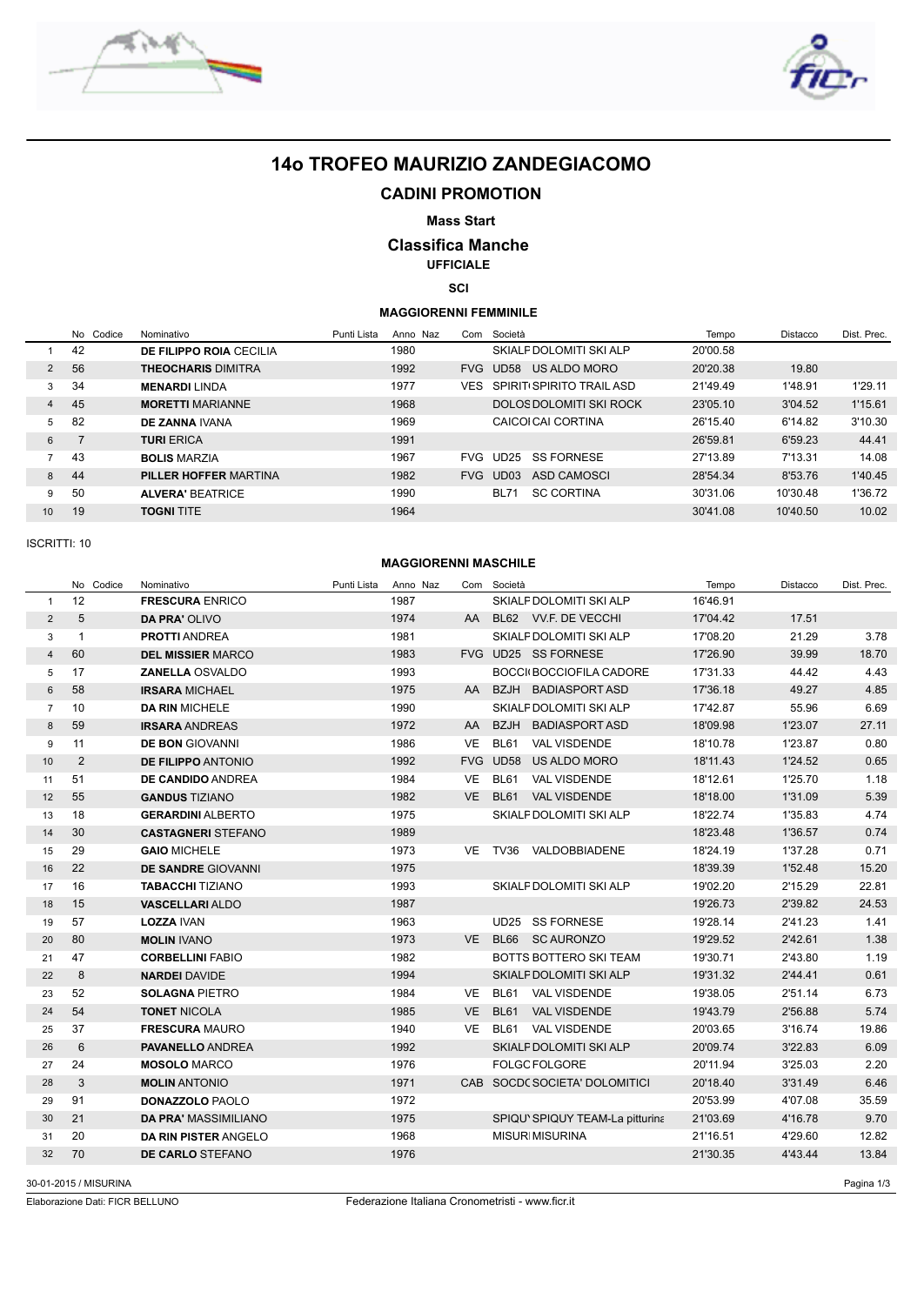# 14o TROFEO MAURIZIO ZANDEGIACOMO

## CADINI PROMOTION

### Mass Start

### Classifica Manche

**UFFICIALE**

**SCI**

**MAGGIORENNI FEMMINILE**

| | No | Codice | Nominativo | Punti Lista | Anno | Naz | Com | Società | Tempo | Distacco | Dist. Prec. |
|---|---|---|---|---|---|---|---|---|---|---|---|
| 1 | 42 | | **DE FILIPPO ROIA** CECILIA | | 1980 | | | SKIALF DOLOMITI SKI ALP | 20'00.58 | | |
| 2 | 56 | | **THEOCHARIS** DIMITRA | | 1992 | | FVG | UD58 US ALDO MORO | 20'20.38 | 19.80 | |
| 3 | 34 | | **MENARDI** LINDA | | 1977 | | VES | SPIRIT SPIRITO TRAIL ASD | 21'49.49 | 1'48.91 | 1'29.11 |
| 4 | 45 | | **MORETTI** MARIANNE | | 1968 | | | DOLOS DOLOMITI SKI ROCK | 23'05.10 | 3'04.52 | 1'15.61 |
| 5 | 82 | | **DE ZANNA** IVANA | | 1969 | | | CAICOI CAI CORTINA | 26'15.40 | 6'14.82 | 3'10.30 |
| 6 | 7 | | **TURI** ERICA | | 1991 | | | | 26'59.81 | 6'59.23 | 44.41 |
| 7 | 43 | | **BOLIS** MARZIA | | 1967 | | FVG | UD25 SS FORNESE | 27'13.89 | 7'13.31 | 14.08 |
| 8 | 44 | | **PILLER HOFFER** MARTINA | | 1982 | | FVG | UD03 ASD CAMOSCI | 28'54.34 | 8'53.76 | 1'40.45 |
| 9 | 50 | | **ALVERA'** BEATRICE | | 1990 | | | BL71 SC CORTINA | 30'31.06 | 10'30.48 | 1'36.72 |
| 10 | 19 | | **TOGNI** TITE | | 1964 | | | | 30'41.08 | 10'40.50 | 10.02 |

ISCRITTI: 10

**MAGGIORENNI MASCHILE**

| | No | Codice | Nominativo | Punti Lista | Anno | Naz | Com | Società | Tempo | Distacco | Dist. Prec. |
|---|---|---|---|---|---|---|---|---|---|---|---|
| 1 | 12 | | **FRESCURA** ENRICO | | 1987 | | | SKIALF DOLOMITI SKI ALP | 16'46.91 | | |
| 2 | 5 | | **DA PRA'** OLIVO | | 1974 | | AA | BL62 VV.F. DE VECCHI | 17'04.42 | 17.51 | |
| 3 | 1 | | **PROTTI** ANDREA | | 1981 | | | SKIALF DOLOMITI SKI ALP | 17'08.20 | 21.29 | 3.78 |
| 4 | 60 | | **DEL MISSIER** MARCO | | 1983 | | FVG | UD25 SS FORNESE | 17'26.90 | 39.99 | 18.70 |
| 5 | 17 | | **ZANELLA** OSVALDO | | 1993 | | | BOCCI BOCCIOFILA CADORE | 17'31.33 | 44.42 | 4.43 |
| 6 | 58 | | **IRSARA** MICHAEL | | 1975 | | AA | BZJH BADIASPORT ASD | 17'36.18 | 49.27 | 4.85 |
| 7 | 10 | | **DA RIN** MICHELE | | 1990 | | | SKIALF DOLOMITI SKI ALP | 17'42.87 | 55.96 | 6.69 |
| 8 | 59 | | **IRSARA** ANDREAS | | 1972 | | AA | BZJH BADIASPORT ASD | 18'09.98 | 1'23.07 | 27.11 |
| 9 | 11 | | **DE BON** GIOVANNI | | 1986 | | VE | BL61 VAL VISDENDE | 18'10.78 | 1'23.87 | 0.80 |
| 10 | 2 | | **DE FILIPPO** ANTONIO | | 1992 | | FVG | UD58 US ALDO MORO | 18'11.43 | 1'24.52 | 0.65 |
| 11 | 51 | | **DE CANDIDO** ANDREA | | 1984 | | VE | BL61 VAL VISDENDE | 18'12.61 | 1'25.70 | 1.18 |
| 12 | 55 | | **GANDUS** TIZIANO | | 1982 | | VE | BL61 VAL VISDENDE | 18'18.00 | 1'31.09 | 5.39 |
| 13 | 18 | | **GERARDINI** ALBERTO | | 1975 | | | SKIALF DOLOMITI SKI ALP | 18'22.74 | 1'35.83 | 4.74 |
| 14 | 30 | | **CASTAGNERI** STEFANO | | 1989 | | | | 18'23.48 | 1'36.57 | 0.74 |
| 15 | 29 | | **GAIO** MICHELE | | 1973 | | VE | TV36 VALDOBBIADENE | 18'24.19 | 1'37.28 | 0.71 |
| 16 | 22 | | **DE SANDRE** GIOVANNI | | 1975 | | | | 18'39.39 | 1'52.48 | 15.20 |
| 17 | 16 | | **TABACCHI** TIZIANO | | 1993 | | | SKIALF DOLOMITI SKI ALP | 19'02.20 | 2'15.29 | 22.81 |
| 18 | 15 | | **VASCELLARI** ALDO | | 1987 | | | | 19'26.73 | 2'39.82 | 24.53 |
| 19 | 57 | | **LOZZA** IVAN | | 1963 | | | UD25 SS FORNESE | 19'28.14 | 2'41.23 | 1.41 |
| 20 | 80 | | **MOLIN** IVANO | | 1973 | | VE | BL66 SC AURONZO | 19'29.52 | 2'42.61 | 1.38 |
| 21 | 47 | | **CORBELLINI** FABIO | | 1982 | | | BOTTS BOTTERO SKI TEAM | 19'30.71 | 2'43.80 | 1.19 |
| 22 | 8 | | **NARDEI** DAVIDE | | 1994 | | | SKIALF DOLOMITI SKI ALP | 19'31.32 | 2'44.41 | 0.61 |
| 23 | 52 | | **SOLAGNA** PIETRO | | 1984 | | VE | BL61 VAL VISDENDE | 19'38.05 | 2'51.14 | 6.73 |
| 24 | 54 | | **TONET** NICOLA | | 1985 | | VE | BL61 VAL VISDENDE | 19'43.79 | 2'56.88 | 5.74 |
| 25 | 37 | | **FRESCURA** MAURO | | 1940 | | VE | BL61 VAL VISDENDE | 20'03.65 | 3'16.74 | 19.86 |
| 26 | 6 | | **PAVANELLO** ANDREA | | 1992 | | | SKIALF DOLOMITI SKI ALP | 20'09.74 | 3'22.83 | 6.09 |
| 27 | 24 | | **MOSOLO** MARCO | | 1976 | | | FOLGC FOLGORE | 20'11.94 | 3'25.03 | 2.20 |
| 28 | 3 | | **MOLIN** ANTONIO | | 1971 | | CAB | SOCDC SOCIETA' DOLOMITICI | 20'18.40 | 3'31.49 | 6.46 |
| 29 | 91 | | **DONAZZOLO** PAOLO | | 1972 | | | | 20'53.99 | 4'07.08 | 35.59 |
| 30 | 21 | | **DA PRA'** MASSIMILIANO | | 1975 | | | SPIQU SPIQUY TEAM-La pitturina | 21'03.69 | 4'16.78 | 9.70 |
| 31 | 20 | | **DA RIN PISTER** ANGELO | | 1968 | | | MISURI MISURINA | 21'16.51 | 4'29.60 | 12.82 |
| 32 | 70 | | **DE CARLO** STEFANO | | 1976 | | | | 21'30.35 | 4'43.44 | 13.84 |

30-01-2015 / MISURINA

Elaborazione Dati: FICR BELLUNO

Federazione Italiana Cronometristi - www.ficr.it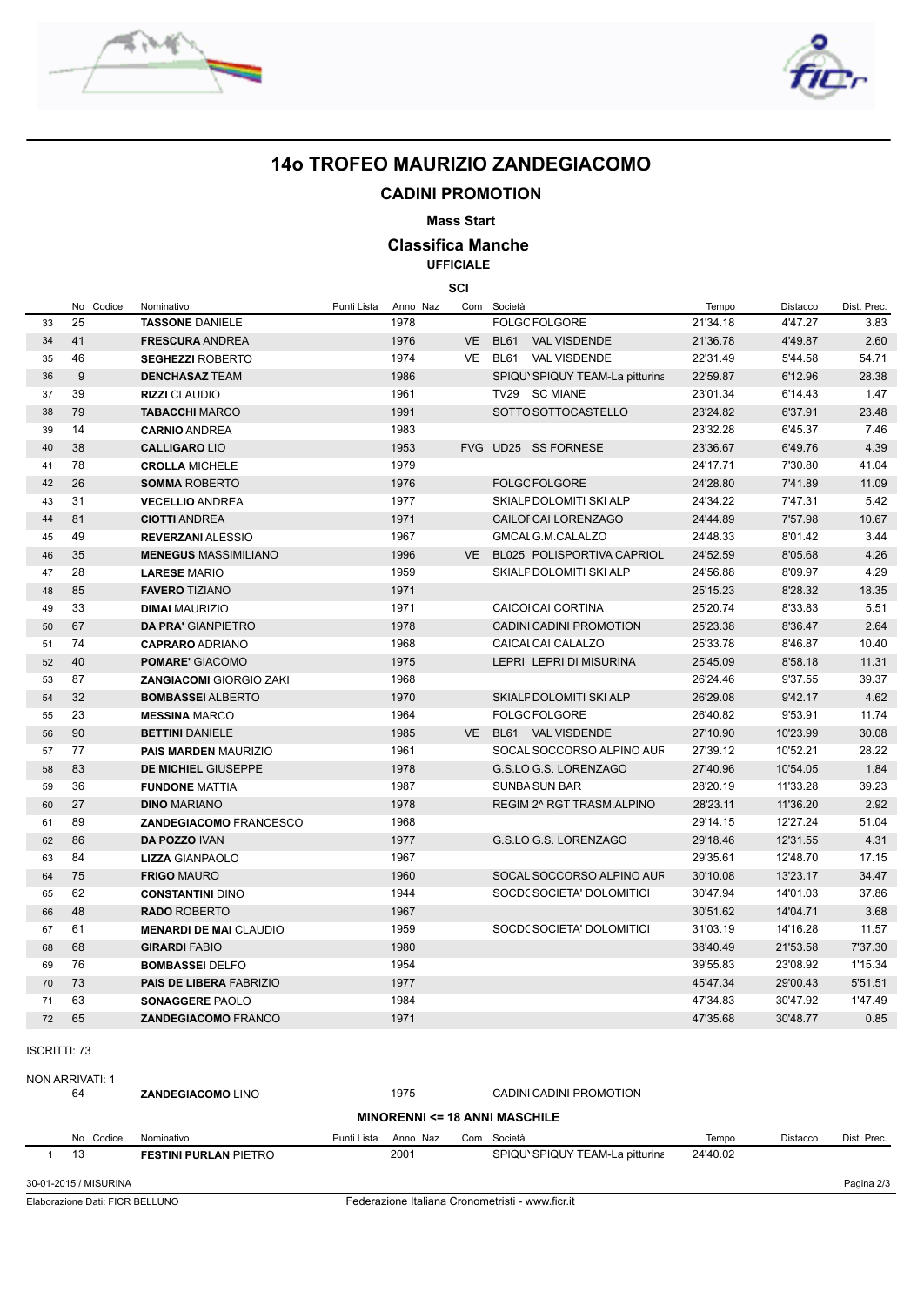# 14o TROFEO MAURIZIO ZANDEGIACOMO

## CADINI PROMOTION

### Mass Start

### Classifica Manche

**UFFICIALE**

**SCI**

| | No | Codice | Nominativo | Punti Lista | Anno | Naz | Com | Società | Tempo | Distacco | Dist. Prec. |
|---|---|---|---|---|---|---|---|---|---|---|---|
| 33 | 25 | | **TASSONE** DANIELE | | 1978 | | | FOLGC FOLGORE | 21'34.18 | 4'47.27 | 3.83 |
| 34 | 41 | | **FRESCURA** ANDREA | | 1976 | | VE | BL61 VAL VISDENDE | 21'36.78 | 4'49.87 | 2.60 |
| 35 | 46 | | **SEGHEZZI** ROBERTO | | 1974 | | VE | BL61 VAL VISDENDE | 22'31.49 | 5'44.58 | 54.71 |
| 36 | 9 | | **DENCHASAZ** TEAM | | 1986 | | | SPIQU' SPIQUY TEAM-La pitturina | 22'59.87 | 6'12.96 | 28.38 |
| 37 | 39 | | **RIZZI** CLAUDIO | | 1961 | | | TV29 SC MIANE | 23'01.34 | 6'14.43 | 1.47 |
| 38 | 79 | | **TABACCHI** MARCO | | 1991 | | | SOTTO SOTTOCASTELLO | 23'24.82 | 6'37.91 | 23.48 |
| 39 | 14 | | **CARNIO** ANDREA | | 1983 | | | | 23'32.28 | 6'45.37 | 7.46 |
| 40 | 38 | | **CALLIGARO** LIO | | 1953 | | FVG | UD25 SS FORNESE | 23'36.67 | 6'49.76 | 4.39 |
| 41 | 78 | | **CROLLA** MICHELE | | 1979 | | | | 24'17.71 | 7'30.80 | 41.04 |
| 42 | 26 | | **SOMMA** ROBERTO | | 1976 | | | FOLGC FOLGORE | 24'28.80 | 7'41.89 | 11.09 |
| 43 | 31 | | **VECELLIO** ANDREA | | 1977 | | | SKIALF DOLOMITI SKI ALP | 24'34.22 | 7'47.31 | 5.42 |
| 44 | 81 | | **CIOTTI** ANDREA | | 1971 | | | CAILOF CAI LORENZAGO | 24'44.89 | 7'57.98 | 10.67 |
| 45 | 49 | | **REVERZANI** ALESSIO | | 1967 | | | GMCAL G.M.CALALZO | 24'48.33 | 8'01.42 | 3.44 |
| 46 | 35 | | **MENEGUS** MASSIMILIANO | | 1996 | | VE | BL025 POLISPORTIVA CAPRIOL | 24'52.59 | 8'05.68 | 4.26 |
| 47 | 28 | | **LARESE** MARIO | | 1959 | | | SKIALF DOLOMITI SKI ALP | 24'56.88 | 8'09.97 | 4.29 |
| 48 | 85 | | **FAVERO** TIZIANO | | 1971 | | | | 25'15.23 | 8'28.32 | 18.35 |
| 49 | 33 | | **DIMAI** MAURIZIO | | 1971 | | | CAICOI CAI CORTINA | 25'20.74 | 8'33.83 | 5.51 |
| 50 | 67 | | **DA PRA'** GIANPIETRO | | 1978 | | | CADINI CADINI PROMOTION | 25'23.38 | 8'36.47 | 2.64 |
| 51 | 74 | | **CAPRARO** ADRIANO | | 1968 | | | CAICAL CAI CALALZO | 25'33.78 | 8'46.87 | 10.40 |
| 52 | 40 | | **POMARE'** GIACOMO | | 1975 | | | LEPRI LEPRI DI MISURINA | 25'45.09 | 8'58.18 | 11.31 |
| 53 | 87 | | **ZANGIACOMI** GIORGIO ZAKI | | 1968 | | | | 26'24.46 | 9'37.55 | 39.37 |
| 54 | 32 | | **BOMBASSEI** ALBERTO | | 1970 | | | SKIALF DOLOMITI SKI ALP | 26'29.08 | 9'42.17 | 4.62 |
| 55 | 23 | | **MESSINA** MARCO | | 1964 | | | FOLGC FOLGORE | 26'40.82 | 9'53.91 | 11.74 |
| 56 | 90 | | **BETTINI** DANIELE | | 1985 | | VE | BL61 VAL VISDENDE | 27'10.90 | 10'23.99 | 30.08 |
| 57 | 77 | | **PAIS MARDEN** MAURIZIO | | 1961 | | | SOCAL SOCCORSO ALPINO AUF | 27'39.12 | 10'52.21 | 28.22 |
| 58 | 83 | | **DE MICHIEL** GIUSEPPE | | 1978 | | | G.S.LO G.S. LORENZAGO | 27'40.96 | 10'54.05 | 1.84 |
| 59 | 36 | | **FUNDONE** MATTIA | | 1987 | | | SUNBA SUN BAR | 28'20.19 | 11'33.28 | 39.23 |
| 60 | 27 | | **DINO** MARIANO | | 1978 | | | REGIM 2^ RGT TRASM.ALPINO | 28'23.11 | 11'36.20 | 2.92 |
| 61 | 89 | | **ZANDEGIACOMO** FRANCESCO | | 1968 | | | | 29'14.15 | 12'27.24 | 51.04 |
| 62 | 86 | | **DA POZZO** IVAN | | 1977 | | | G.S.LO G.S. LORENZAGO | 29'18.46 | 12'31.55 | 4.31 |
| 63 | 84 | | **LIZZA** GIANPAOLO | | 1967 | | | | 29'35.61 | 12'48.70 | 17.15 |
| 64 | 75 | | **FRIGO** MAURO | | 1960 | | | SOCAL SOCCORSO ALPINO AUF | 30'10.08 | 13'23.17 | 34.47 |
| 65 | 62 | | **CONSTANTINI** DINO | | 1944 | | | SOCDC SOCIETA' DOLOMITICI | 30'47.94 | 14'01.03 | 37.86 |
| 66 | 48 | | **RADO** ROBERTO | | 1967 | | | | 30'51.62 | 14'04.71 | 3.68 |
| 67 | 61 | | **MENARDI DE MAI** CLAUDIO | | 1959 | | | SOCDC SOCIETA' DOLOMITICI | 31'03.19 | 14'16.28 | 11.57 |
| 68 | 68 | | **GIRARDI** FABIO | | 1980 | | | | 38'40.49 | 21'53.58 | 7'37.30 |
| 69 | 76 | | **BOMBASSEI** DELFO | | 1954 | | | | 39'55.83 | 23'08.92 | 1'15.34 |
| 70 | 73 | | **PAIS DE LIBERA** FABRIZIO | | 1977 | | | | 45'47.34 | 29'00.43 | 5'51.51 |
| 71 | 63 | | **SONAGGERE** PAOLO | | 1984 | | | | 47'34.83 | 30'47.92 | 1'47.49 |
| 72 | 65 | | **ZANDEGIACOMO** FRANCO | | 1971 | | | | 47'35.68 | 30'48.77 | 0.85 |

ISCRITTI: 73

NON ARRIVATI: 1

| | | | | | |
|---|---|---|---|---|---|
| 64 | **ZANDEGIACOMO** LINO | 1975 | | CADINI CADINI PROMOTION | |

**MINORENNI <= 18 ANNI MASCHILE**

| | No | Codice | Nominativo | Punti Lista | Anno | Naz | Com | Società | Tempo | Distacco | Dist. Prec. |
|---|---|---|---|---|---|---|---|---|---|---|---|
| 1 | 13 | | **FESTINI PURLAN** PIETRO | | 2001 | | | SPIQU' SPIQUY TEAM-La pitturina | 24'40.02 | | |

30-01-2015 / MISURINA

Elaborazione Dati: FICR BELLUNO — Federazione Italiana Cronometristi - www.ficr.it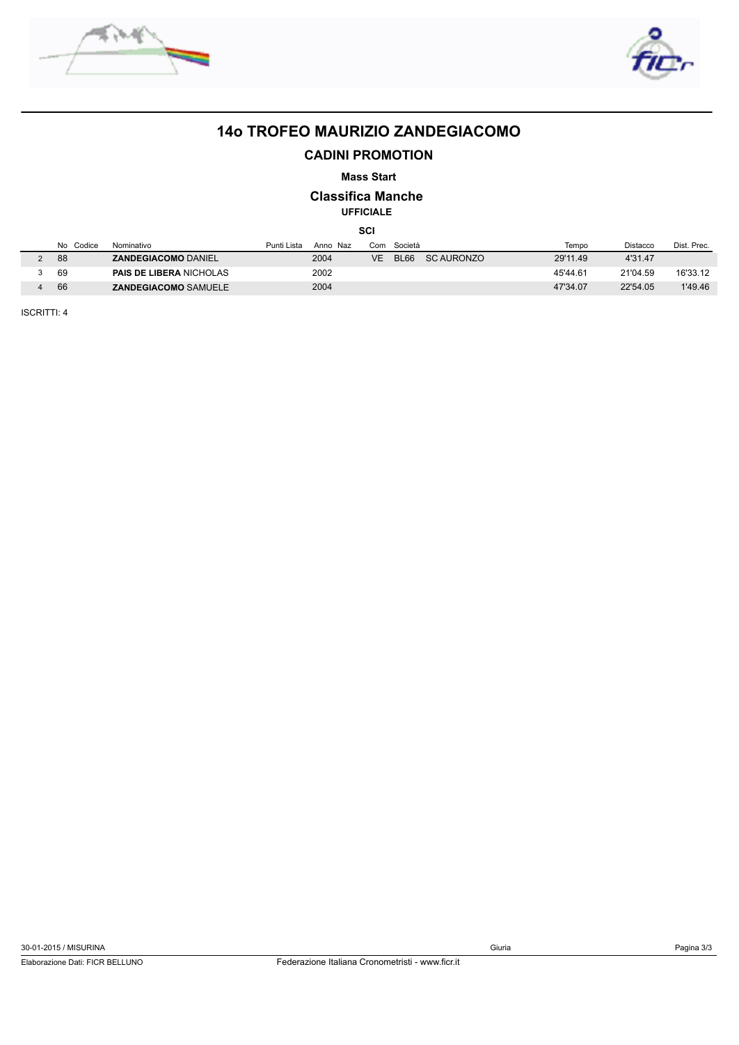# 14o TROFEO MAURIZIO ZANDEGIACOMO

## CADINI PROMOTION

### Mass Start

### Classifica Manche

**UFFICIALE**

**SCI**

| | No | Codice | Nominativo | Punti Lista | Anno | Naz | Com | Società | | Tempo | Distacco | Dist. Prec. |
|---|---|---|---|---|---|---|---|---|---|---|---|---|
| 2 | 88 | | **ZANDEGIACOMO** DANIEL | | 2004 | | VE | BL66 | SC AURONZO | 29'11.49 | 4'31.47 | |
| 3 | 69 | | **PAIS DE LIBERA** NICHOLAS | | 2002 | | | | | 45'44.61 | 21'04.59 | 16'33.12 |
| 4 | 66 | | **ZANDEGIACOMO** SAMUELE | | 2004 | | | | | 47'34.07 | 22'54.05 | 1'49.46 |

ISCRITTI: 4

30-01-2015 / MISURINA

Giuria

Elaborazione Dati: FICR BELLUNO

Federazione Italiana Cronometristi - www.ficr.it